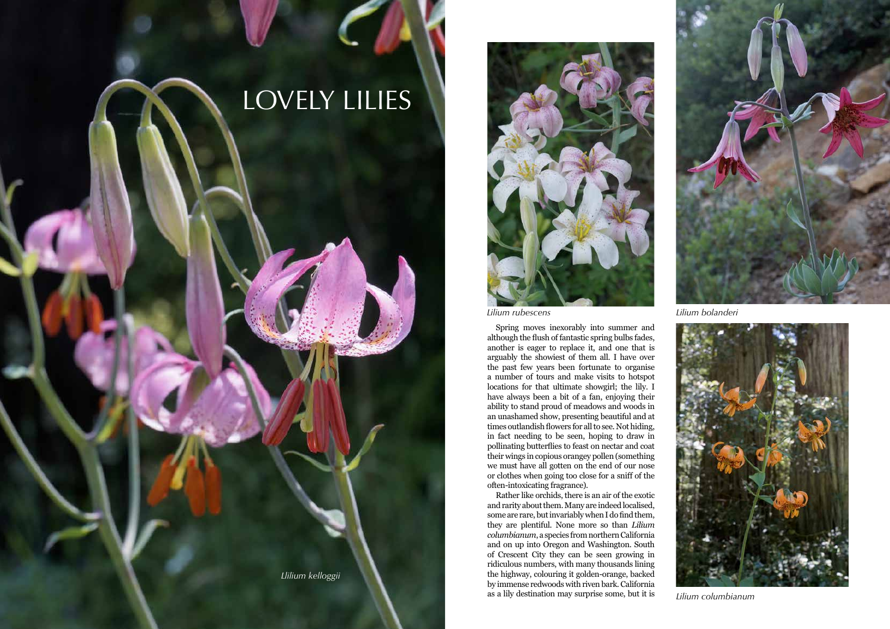# LOVELY LILIES

*Llilium kelloggii*

*Lilium rubescens*

*Lilium bolanderi*

Spring moves inexorably into summer and although the flush of fantastic spring bulbs fades, another is eager to replace it, and one that is arguably the showiest of them all. I have over the past few years been fortunate to organise a number of tours and make visits to hotspot locations for that ultimate showgirl; the lily. I have always been a bit of a fan, enjoying their ability to stand proud of meadows and woods in an unashamed show, presenting beautiful and at times outlandish flowers for all to see. Not hiding, in fact needing to be seen, hoping to draw in pollinating butterflies to feast on nectar and coat their wings in copious orangey pollen (something we must have all gotten on the end of our nose or clothes when going too close for a sniff of the often-intoxicating fragrance).

Rather like orchids, there is an air of the exotic and rarity about them. Many are indeed localised, some are rare, but invariably when I do find them, they are plentiful. None more so than *Lilium columbianum*, a species from northern California and on up into Oregon and Washington. South of Crescent City they can be seen growing in ridiculous numbers, with many thousands lining the highway, colouring it golden-orange, backed by immense redwoods with riven bark. California as a lily destination may surprise some, but it is

*Lilium columbianum*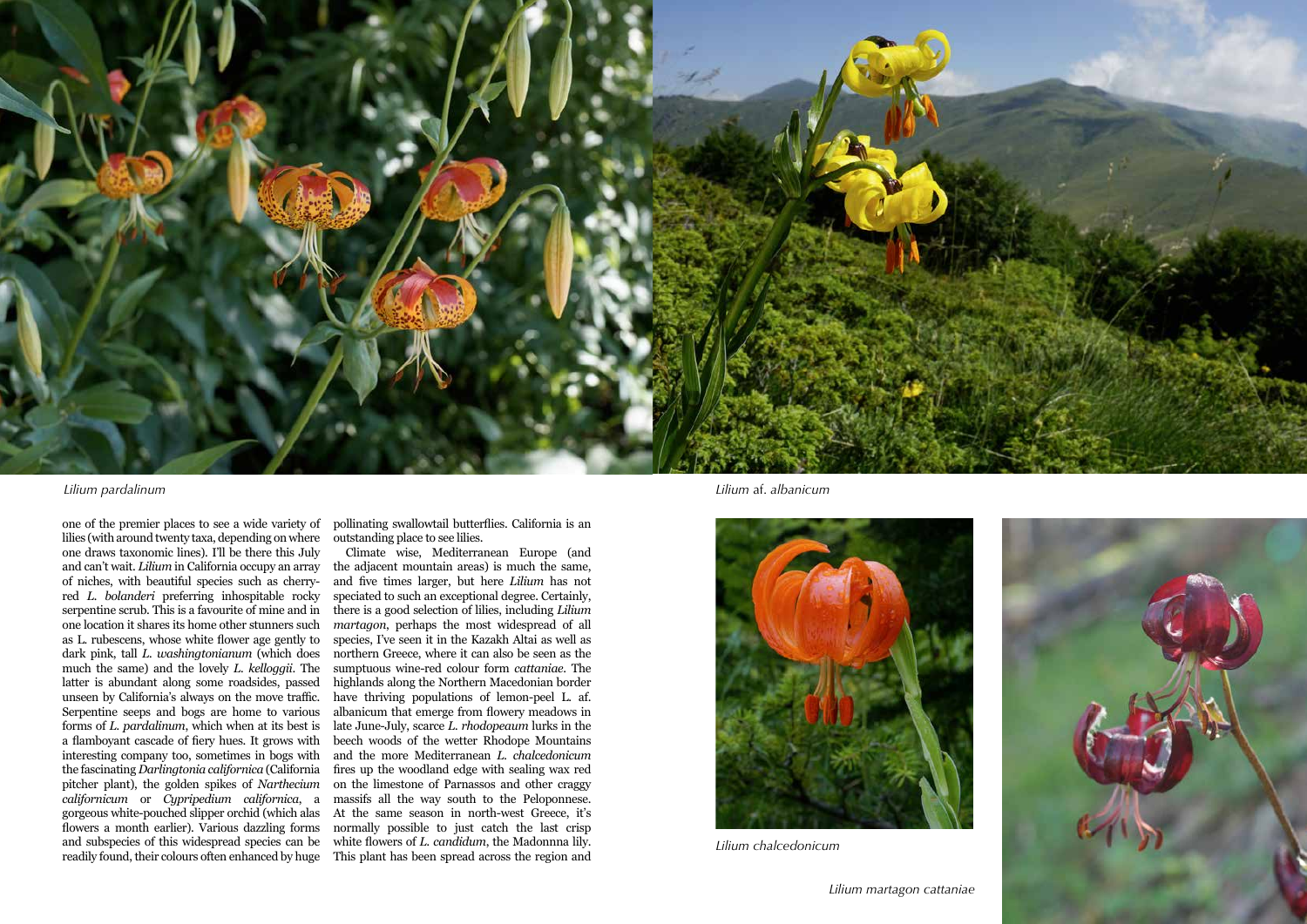*Lilium pardalinum*

*Lilium* af. *albanicum*

one of the premier places to see a wide variety of lilies (with around twenty taxa, depending on where one draws taxonomic lines). I'll be there this July and can't wait. *Lilium* in California occupy an array of niches, with beautiful species such as cherry-red *L. bolanderi* preferring inhospitable rocky serpentine scrub. This is a favourite of mine and in one location it shares its home other stunners such as L. rubescens, whose white flower age gently to dark pink, tall *L. washingtonianum* (which does much the same) and the lovely *L. kelloggii*. The latter is abundant along some roadsides, passed unseen by California's always on the move traffic. Serpentine seeps and bogs are home to various forms of *L. pardalinum*, which when at its best is a flamboyant cascade of fiery hues. It grows with interesting company too, sometimes in bogs with the fascinating *Darlingtonia californica* (California pitcher plant), the golden spikes of *Narthecium californicum* or *Cypripedium californica*, a gorgeous white-pouched slipper orchid (which alas flowers a month earlier). Various dazzling forms and subspecies of this widespread species can be readily found, their colours often enhanced by huge pollinating swallowtail butterflies. California is an outstanding place to see lilies.

Climate wise, Mediterranean Europe (and the adjacent mountain areas) is much the same, and five times larger, but here *Lilium* has not speciated to such an exceptional degree. Certainly, there is a good selection of lilies, including *Lilium martagon*, perhaps the most widespread of all species, I've seen it in the Kazakh Altai as well as northern Greece, where it can also be seen as the sumptuous wine-red colour form *cattaniae*. The highlands along the Northern Macedonian border have thriving populations of lemon-peel L. af. albanicum that emerge from flowery meadows in late June-July, scarce *L. rhodopeaum* lurks in the beech woods of the wetter Rhodope Mountains and the more Mediterranean *L. chalcedonicum* fires up the woodland edge with sealing wax red on the limestone of Parnassos and other craggy massifs all the way south to the Peloponnese. At the same season in north-west Greece, it's normally possible to just catch the last crisp white flowers of *L. candidum*, the Madonnna lily. This plant has been spread across the region and

*Lilium chalcedonicum*

*Lilium martagon cattaniae*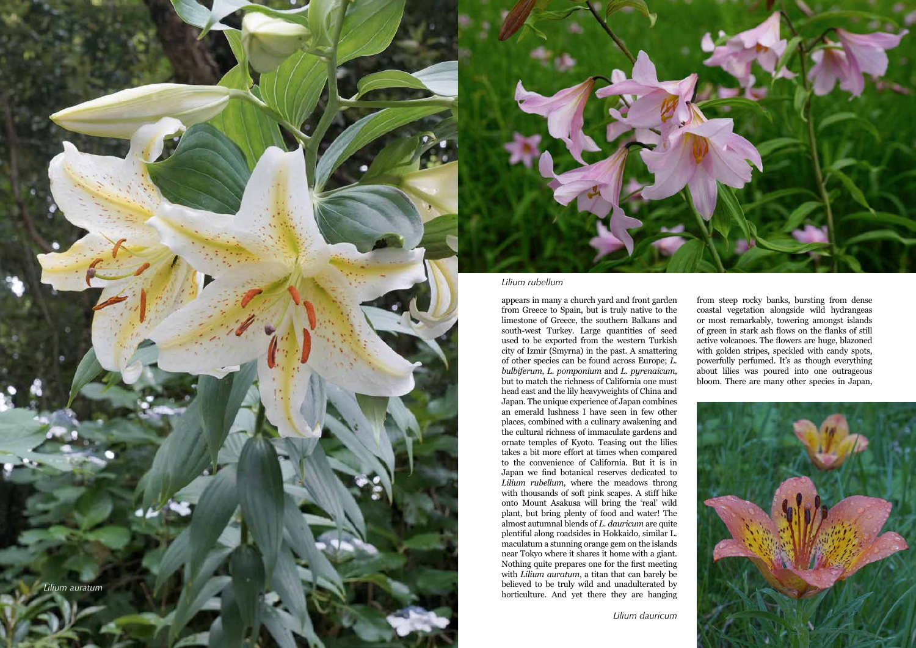*Lilium auratum*

*Lilium rubellum*

appears in many a church yard and front garden from Greece to Spain, but is truly native to the limestone of Greece, the southern Balkans and south-west Turkey. Large quantities of seed used to be exported from the western Turkish city of Izmir (Smyrna) in the past. A smattering of other species can be found across Europe; *L. bulbiferum*, *L. pomponium* and *L. pyrenaicum*, but to match the richness of California one must head east and the lily heavyweights of China and Japan. The unique experience of Japan combines an emerald lushness I have seen in few other places, combined with a culinary awakening and the cultural richness of immaculate gardens and ornate temples of Kyoto. Teasing out the lilies takes a bit more effort at times when compared to the convenience of California. But it is in Japan we find botanical reserves dedicated to *Lilium rubellum*, where the meadows throng with thousands of soft pink scapes. A stiff hike onto Mount Asakusa will bring the 'real' wild plant, but bring plenty of food and water! The almost autumnal blends of *L. dauricum* are quite plentiful along roadsides in Hokkaido, similar L. maculatum a stunning orange gem on the islands near Tokyo where it shares it home with a giant. Nothing quite prepares one for the first meeting with *Lilium auratum*, a titan that can barely be believed to be truly wild and unadulterated by horticulture. And yet there they are hanging from steep rocky banks, bursting from dense coastal vegetation alongside wild hydrangeas or most remarkably, towering amongst islands of green in stark ash flows on the flanks of still active volcanoes. The flowers are huge, blazoned with golden stripes, speckled with candy spots, powerfully perfumed. It's as though everything about lilies was poured into one outrageous bloom. There are many other species in Japan,

*Lilium dauricum*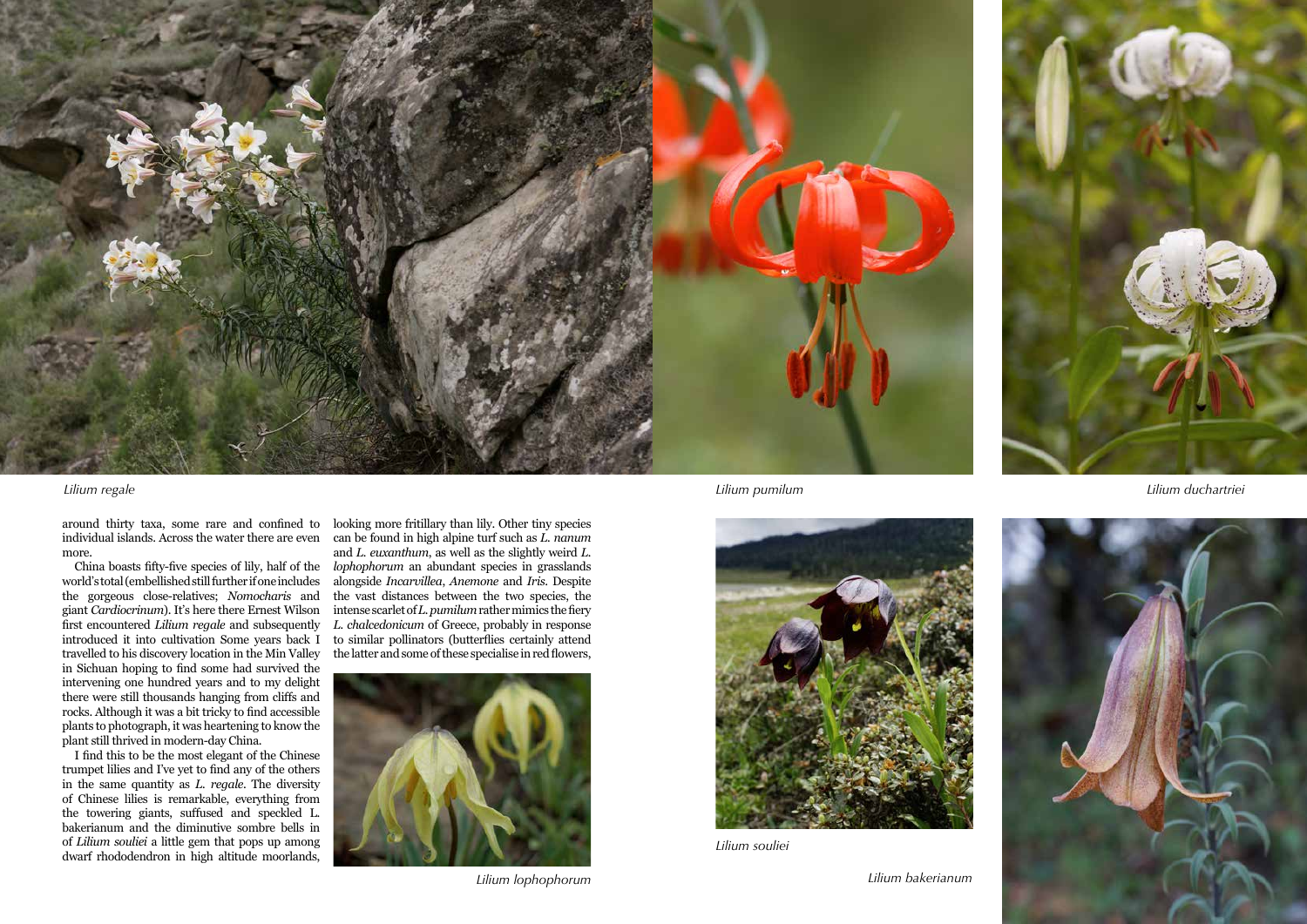Lilium regale

Lilium pumilum

Lilium duchartriei

around thirty taxa, some rare and confined to individual islands. Across the water there are even more.

China boasts fifty-five species of lily, half of the world's total (embellished still further if one includes the gorgeous close-relatives; *Nomocharis* and giant *Cardiocrinum*). It's here there Ernest Wilson first encountered *Lilium regale* and subsequently introduced it into cultivation Some years back I travelled to his discovery location in the Min Valley in Sichuan hoping to find some had survived the intervening one hundred years and to my delight there were still thousands hanging from cliffs and rocks. Although it was a bit tricky to find accessible plants to photograph, it was heartening to know the plant still thrived in modern-day China.

I find this to be the most elegant of the Chinese trumpet lilies and I've yet to find any of the others in the same quantity as *L. regale*. The diversity of Chinese lilies is remarkable, everything from the towering giants, suffused and speckled L. bakerianum and the diminutive sombre bells in of *Lilium souliei* a little gem that pops up among dwarf rhododendron in high altitude moorlands, looking more fritillary than lily. Other tiny species can be found in high alpine turf such as *L. nanum* and *L. euxanthum*, as well as the slightly weird *L. lophophorum* an abundant species in grasslands alongside *Incarvillea*, *Anemone* and *Iris*. Despite the vast distances between the two species, the intense scarlet of *L. pumilum* rather mimics the fiery *L. chalcedonicum* of Greece, probably in response to similar pollinators (butterflies certainly attend the latter and some of these specialise in red flowers,

Lilium lophophorum

Lilium souliei

Lilium bakerianum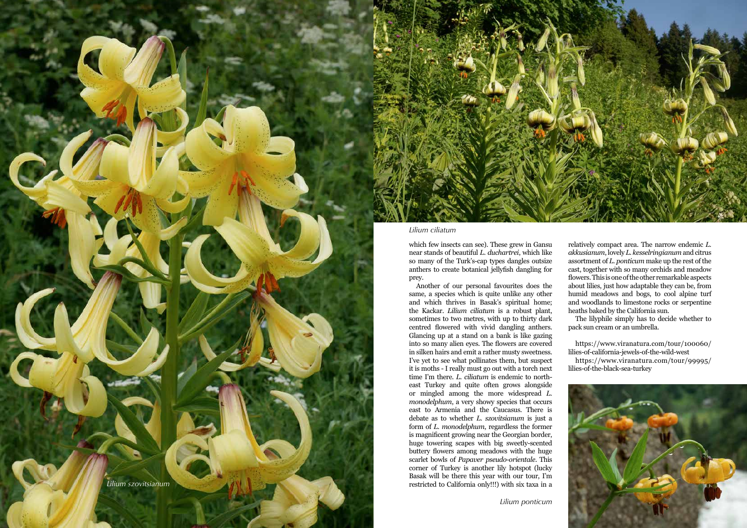*Lilium ciliatum*

which few insects can see). These grew in Gansu near stands of beautiful *L. duchartrei*, which like so many of the Turk's-cap types dangles outsize anthers to create botanical jellyfish dangling for prey.

Another of our personal favourites does the same, a species which is quite unlike any other and which thrives in Basak's spiritual home; the Kackar. *Lilium ciliatum* is a robust plant, sometimes to two metres, with up to thirty dark centred flowered with vivid dangling anthers. Glancing up at a stand on a bank is like gazing into so many alien eyes. The flowers are covered in silken hairs and emit a rather musty sweetness. I've yet to see what pollinates them, but suspect it is moths - I really must go out with a torch next time I'm there. *L. ciliatum* is endemic to north-east Turkey and quite often grows alongside or mingled among the more widespread *L. monodelphum*, a very showy species that occurs east to Armenia and the Caucasus. There is debate as to whether *L. szovitsianum* is just a form of *L. monodelphum*, regardless the former is magnificent growing near the Georgian border, huge towering scapes with big sweetly-scented buttery flowers among meadows with the huge scarlet bowls of *Papaver pseudo-orientale*. This corner of Turkey is another lily hotspot (lucky Basak will be there this year with our tour, I'm restricted to California only!!!) with six taxa in a relatively compact area. The narrow endemic *L. akkusianum*, lovely *L. kesselringianum* and citrus assortment of *L. ponticum* make up the rest of the cast, together with so many orchids and meadow flowers. This is one of the other remarkable aspects about lilies, just how adaptable they can be, from humid meadows and bogs, to cool alpine turf and woodlands to limestone rocks or serpentine heaths baked by the California sun.

The lilyphile simply has to decide whether to pack sun cream or an umbrella.

https://www.viranatura.com/tour/100060/lilies-of-california-jewels-of-the-wild-west

https://www.viranatura.com/tour/99995/lilies-of-the-black-sea-turkey

*Lilium szovitsianum*

*Lilium ponticum*